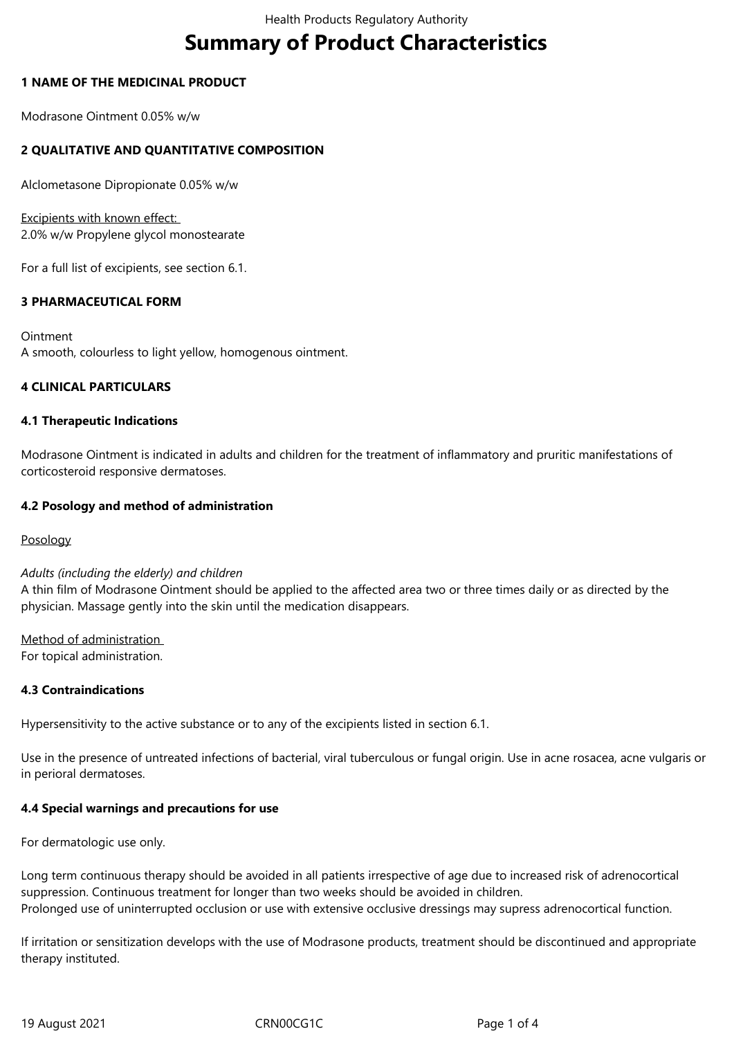# Summary of Product Characteristics

## 1 NAME OF THE MEDICINAL PRODUCT

Modrasone Ointment 0.05% w/w

## 2 QUALITATIVE AND QUANTITATIVE COMPOSITION

Alclometasone Dipropionate 0.05% w/w

Excipients with known effect:
2.0% w/w Propylene glycol monostearate

For a full list of excipients, see section 6.1.

## 3 PHARMACEUTICAL FORM

Ointment
A smooth, colourless to light yellow, homogenous ointment.

## 4 CLINICAL PARTICULARS

### 4.1 Therapeutic Indications

Modrasone Ointment is indicated in adults and children for the treatment of inflammatory and pruritic manifestations of corticosteroid responsive dermatoses.

### 4.2 Posology and method of administration

Posology

*Adults (including the elderly) and children*
A thin film of Modrasone Ointment should be applied to the affected area two or three times daily or as directed by the physician. Massage gently into the skin until the medication disappears.

Method of administration
For topical administration.

### 4.3 Contraindications

Hypersensitivity to the active substance or to any of the excipients listed in section 6.1.

Use in the presence of untreated infections of bacterial, viral tuberculous or fungal origin. Use in acne rosacea, acne vulgaris or in perioral dermatoses.

### 4.4 Special warnings and precautions for use

For dermatologic use only.

Long term continuous therapy should be avoided in all patients irrespective of age due to increased risk of adrenocortical suppression. Continuous treatment for longer than two weeks should be avoided in children.
Prolonged use of uninterrupted occlusion or use with extensive occlusive dressings may supress adrenocortical function.

If irritation or sensitization develops with the use of Modrasone products, treatment should be discontinued and appropriate therapy instituted.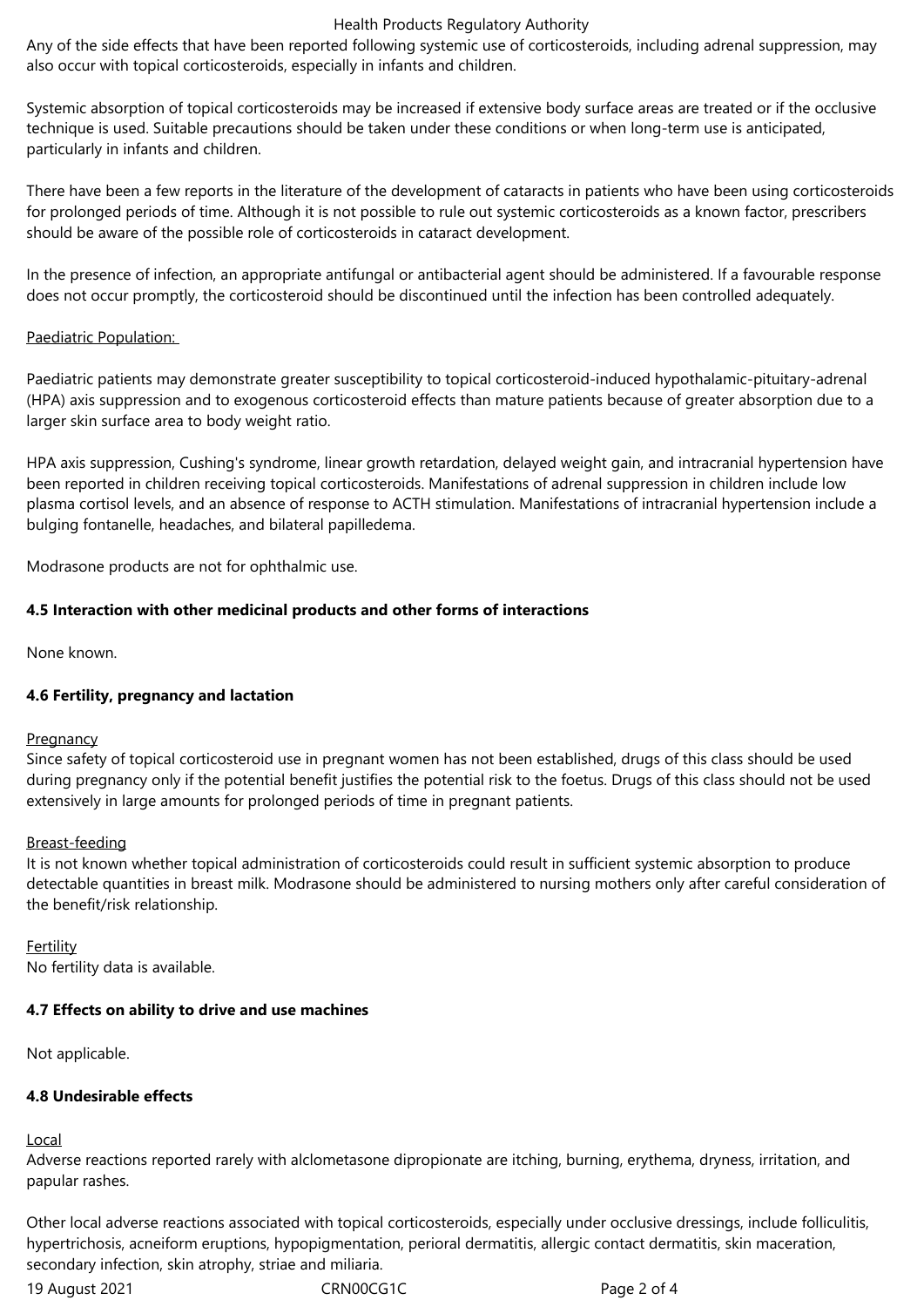Any of the side effects that have been reported following systemic use of corticosteroids, including adrenal suppression, may also occur with topical corticosteroids, especially in infants and children.

Systemic absorption of topical corticosteroids may be increased if extensive body surface areas are treated or if the occlusive technique is used. Suitable precautions should be taken under these conditions or when long-term use is anticipated, particularly in infants and children.

There have been a few reports in the literature of the development of cataracts in patients who have been using corticosteroids for prolonged periods of time. Although it is not possible to rule out systemic corticosteroids as a known factor, prescribers should be aware of the possible role of corticosteroids in cataract development.

In the presence of infection, an appropriate antifungal or antibacterial agent should be administered. If a favourable response does not occur promptly, the corticosteroid should be discontinued until the infection has been controlled adequately.

Paediatric Population:

Paediatric patients may demonstrate greater susceptibility to topical corticosteroid-induced hypothalamic-pituitary-adrenal (HPA) axis suppression and to exogenous corticosteroid effects than mature patients because of greater absorption due to a larger skin surface area to body weight ratio.

HPA axis suppression, Cushing's syndrome, linear growth retardation, delayed weight gain, and intracranial hypertension have been reported in children receiving topical corticosteroids. Manifestations of adrenal suppression in children include low plasma cortisol levels, and an absence of response to ACTH stimulation. Manifestations of intracranial hypertension include a bulging fontanelle, headaches, and bilateral papilledema.

Modrasone products are not for ophthalmic use.

### 4.5 Interaction with other medicinal products and other forms of interactions

None known.

### 4.6 Fertility, pregnancy and lactation

Pregnancy
Since safety of topical corticosteroid use in pregnant women has not been established, drugs of this class should be used during pregnancy only if the potential benefit justifies the potential risk to the foetus. Drugs of this class should not be used extensively in large amounts for prolonged periods of time in pregnant patients.

Breast-feeding
It is not known whether topical administration of corticosteroids could result in sufficient systemic absorption to produce detectable quantities in breast milk. Modrasone should be administered to nursing mothers only after careful consideration of the benefit/risk relationship.

Fertility
No fertility data is available.

### 4.7 Effects on ability to drive and use machines

Not applicable.

### 4.8 Undesirable effects

Local
Adverse reactions reported rarely with alclometasone dipropionate are itching, burning, erythema, dryness, irritation, and papular rashes.

Other local adverse reactions associated with topical corticosteroids, especially under occlusive dressings, include folliculitis, hypertrichosis, acneiform eruptions, hypopigmentation, perioral dermatitis, allergic contact dermatitis, skin maceration, secondary infection, skin atrophy, striae and miliaria.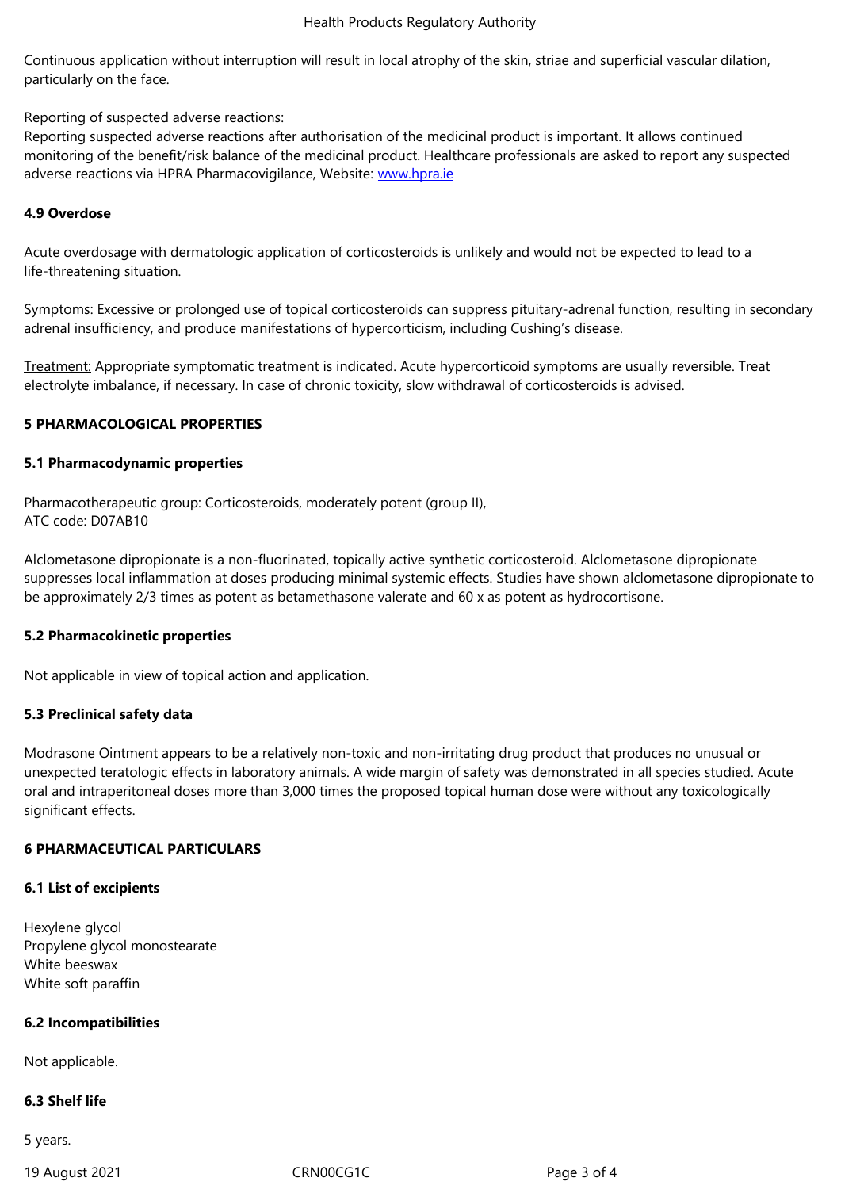Continuous application without interruption will result in local atrophy of the skin, striae and superficial vascular dilation, particularly on the face.

Reporting of suspected adverse reactions:
Reporting suspected adverse reactions after authorisation of the medicinal product is important. It allows continued monitoring of the benefit/risk balance of the medicinal product. Healthcare professionals are asked to report any suspected adverse reactions via HPRA Pharmacovigilance, Website: www.hpra.ie

**4.9 Overdose**

Acute overdosage with dermatologic application of corticosteroids is unlikely and would not be expected to lead to a life-threatening situation.

Symptoms: Excessive or prolonged use of topical corticosteroids can suppress pituitary-adrenal function, resulting in secondary adrenal insufficiency, and produce manifestations of hypercorticism, including Cushing's disease.

Treatment: Appropriate symptomatic treatment is indicated. Acute hypercorticoid symptoms are usually reversible. Treat electrolyte imbalance, if necessary. In case of chronic toxicity, slow withdrawal of corticosteroids is advised.

## 5 PHARMACOLOGICAL PROPERTIES

### 5.1 Pharmacodynamic properties

Pharmacotherapeutic group: Corticosteroids, moderately potent (group II),
ATC code: D07AB10

Alclometasone dipropionate is a non-fluorinated, topically active synthetic corticosteroid. Alclometasone dipropionate suppresses local inflammation at doses producing minimal systemic effects. Studies have shown alclometasone dipropionate to be approximately 2/3 times as potent as betamethasone valerate and 60 x as potent as hydrocortisone.

### 5.2 Pharmacokinetic properties

Not applicable in view of topical action and application.

### 5.3 Preclinical safety data

Modrasone Ointment appears to be a relatively non-toxic and non-irritating drug product that produces no unusual or unexpected teratologic effects in laboratory animals. A wide margin of safety was demonstrated in all species studied. Acute oral and intraperitoneal doses more than 3,000 times the proposed topical human dose were without any toxicologically significant effects.

## 6 PHARMACEUTICAL PARTICULARS

### 6.1 List of excipients

Hexylene glycol
Propylene glycol monostearate
White beeswax
White soft paraffin

### 6.2 Incompatibilities

Not applicable.

### 6.3 Shelf life

5 years.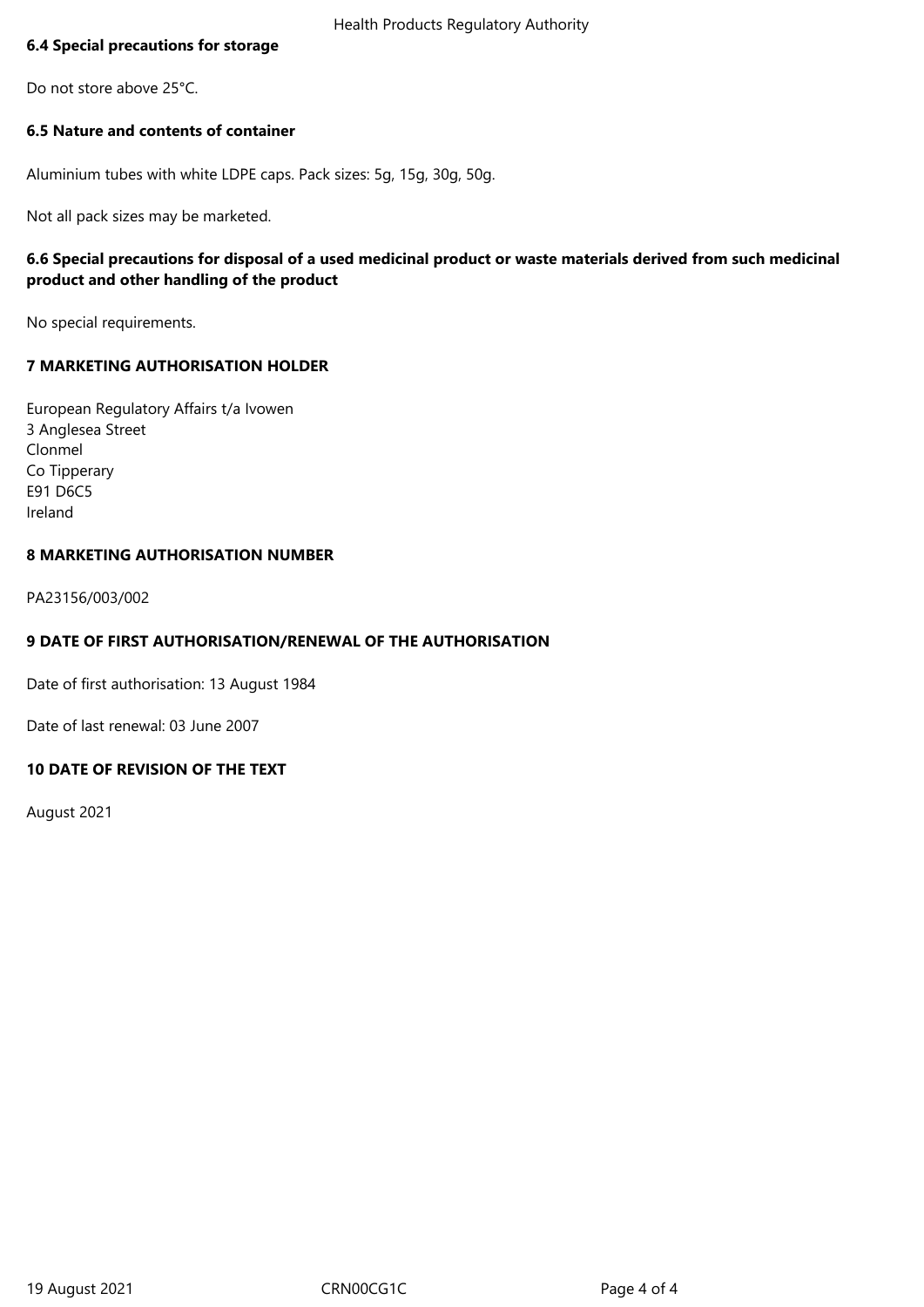### 6.4 Special precautions for storage

Do not store above 25°C.

### 6.5 Nature and contents of container

Aluminium tubes with white LDPE caps. Pack sizes: 5g, 15g, 30g, 50g.

Not all pack sizes may be marketed.

### 6.6 Special precautions for disposal of a used medicinal product or waste materials derived from such medicinal product and other handling of the product

No special requirements.

## 7 MARKETING AUTHORISATION HOLDER

European Regulatory Affairs t/a Ivowen
3 Anglesea Street
Clonmel
Co Tipperary
E91 D6C5
Ireland

## 8 MARKETING AUTHORISATION NUMBER

PA23156/003/002

## 9 DATE OF FIRST AUTHORISATION/RENEWAL OF THE AUTHORISATION

Date of first authorisation: 13 August 1984

Date of last renewal: 03 June 2007

## 10 DATE OF REVISION OF THE TEXT

August 2021